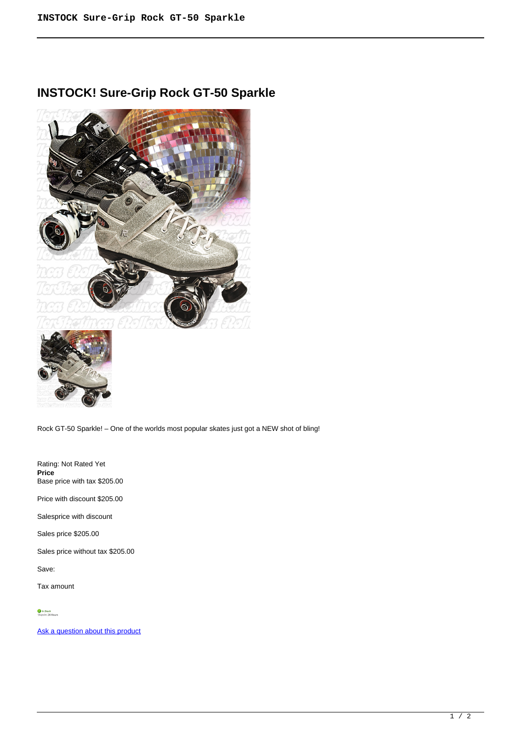# INSTOCK! Sure-Grip Rock GT-50 Sparkle

Rock GT-50 Sparkle! – One of the worlds most popular skates just got a NEW shot of bling!

Rating: Not Rated Yet
**Price**
Base price with tax $205.00

Price with discount $205.00

Salesprice with discount

Sales price $205.00

Sales price without tax $205.00

Save:

Tax amount

In Stock
Ships In: 24 Hours

[Ask a question about this product]()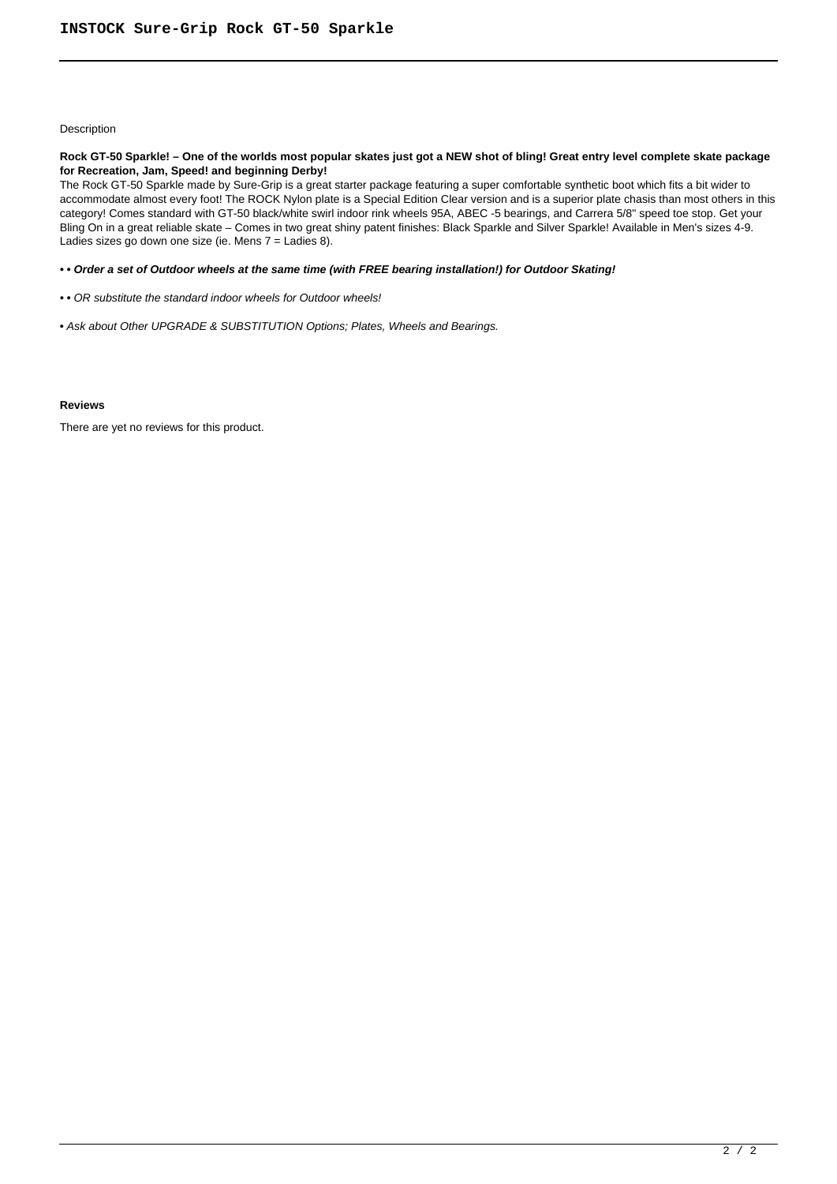# INSTOCK Sure-Grip Rock GT-50 Sparkle

Description

**Rock GT-50 Sparkle! – One of the worlds most popular skates just got a NEW shot of bling! Great entry level complete skate package for Recreation, Jam, Speed! and beginning Derby!**
The Rock GT-50 Sparkle made by Sure-Grip is a great starter package featuring a super comfortable synthetic boot which fits a bit wider to accommodate almost every foot! The ROCK Nylon plate is a Special Edition Clear version and is a superior plate chasis than most others in this category! Comes standard with GT-50 black/white swirl indoor rink wheels 95A, ABEC -5 bearings, and Carrera 5/8" speed toe stop. Get your Bling On in a great reliable skate – Comes in two great shiny patent finishes: Black Sparkle and Silver Sparkle! Available in Men's sizes 4-9. Ladies sizes go down one size (ie. Mens 7 = Ladies 8).

**• • *Order a set of Outdoor wheels at the same time (with FREE bearing installation!) for Outdoor Skating!***

**• •** *OR substitute the standard indoor wheels for Outdoor wheels!*

**•** *Ask about Other UPGRADE & SUBSTITUTION Options; Plates, Wheels and Bearings.*

**Reviews**

There are yet no reviews for this product.